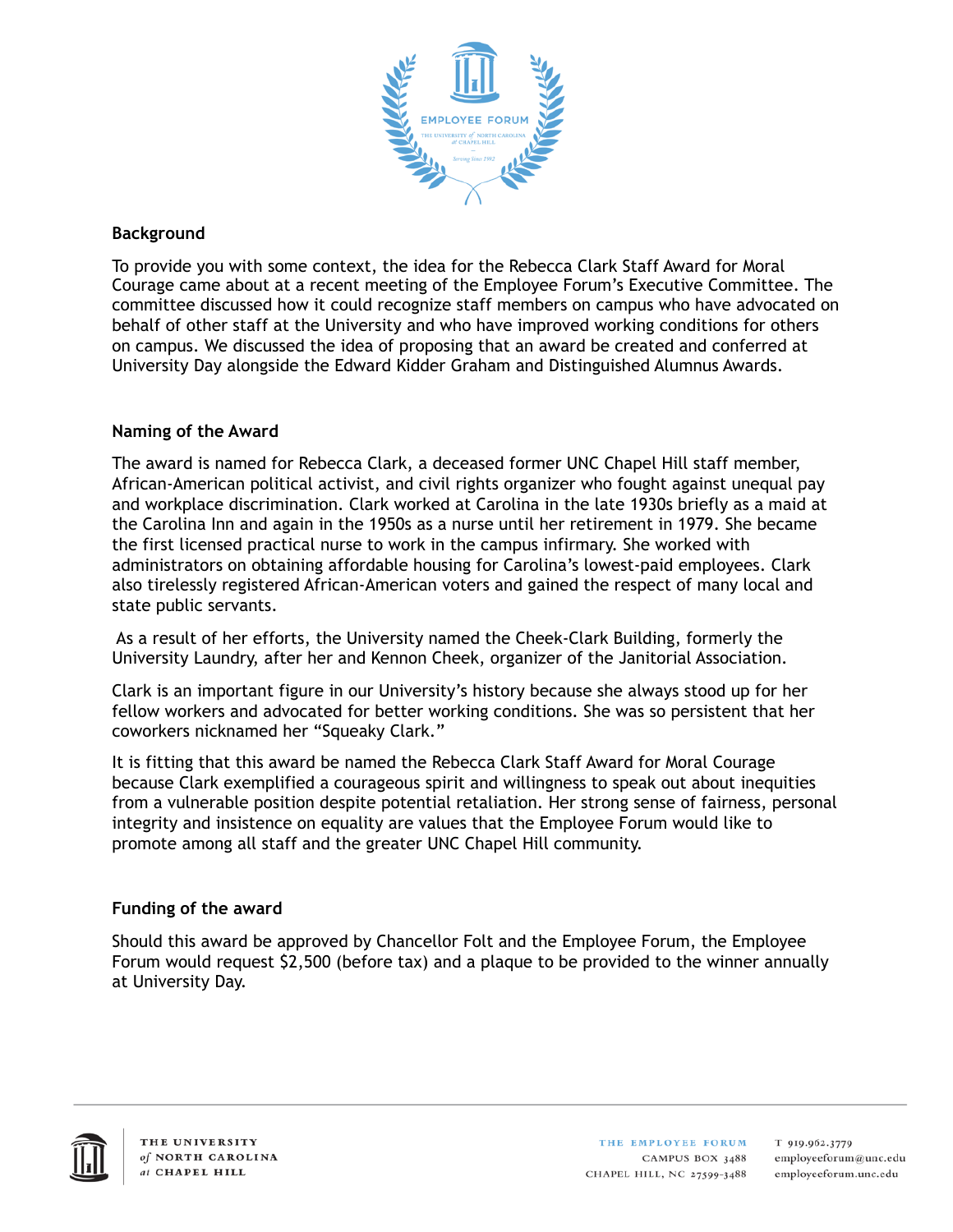## Background

To provide you with some context, the idea for the Rebecca Clark Staff Award for Moral Courage came about at a recent meeting of the Employee Forum's Executive Committee. The committee discussed how it could recognize staff members on campus who have advocated on behalf of other staff at the University and who have improved working conditions for others on campus. We discussed the idea of proposing that an award be created and conferred at University Day alongside the Edward Kidder Graham and Distinguished Alumnus Awards.

## Naming of the Award

The award is named for Rebecca Clark, a deceased former UNC Chapel Hill staff member, African-American political activist, and civil rights organizer who fought against unequal pay and workplace discrimination. Clark worked at Carolina in the late 1930s briefly as a maid at the Carolina Inn and again in the 1950s as a nurse until her retirement in 1979. She became the first licensed practical nurse to work in the campus infirmary. She worked with administrators on obtaining affordable housing for Carolina's lowest-paid employees. Clark also tirelessly registered African-American voters and gained the respect of many local and state public servants.

As a result of her efforts, the University named the Cheek-Clark Building, formerly the University Laundry, after her and Kennon Cheek, organizer of the Janitorial Association.

Clark is an important figure in our University's history because she always stood up for her fellow workers and advocated for better working conditions. She was so persistent that her coworkers nicknamed her "Squeaky Clark."

It is fitting that this award be named the Rebecca Clark Staff Award for Moral Courage because Clark exemplified a courageous spirit and willingness to speak out about inequities from a vulnerable position despite potential retaliation. Her strong sense of fairness, personal integrity and insistence on equality are values that the Employee Forum would like to promote among all staff and the greater UNC Chapel Hill community.

## Funding of the award

Should this award be approved by Chancellor Folt and the Employee Forum, the Employee Forum would request $2,500 (before tax) and a plaque to be provided to the winner annually at University Day.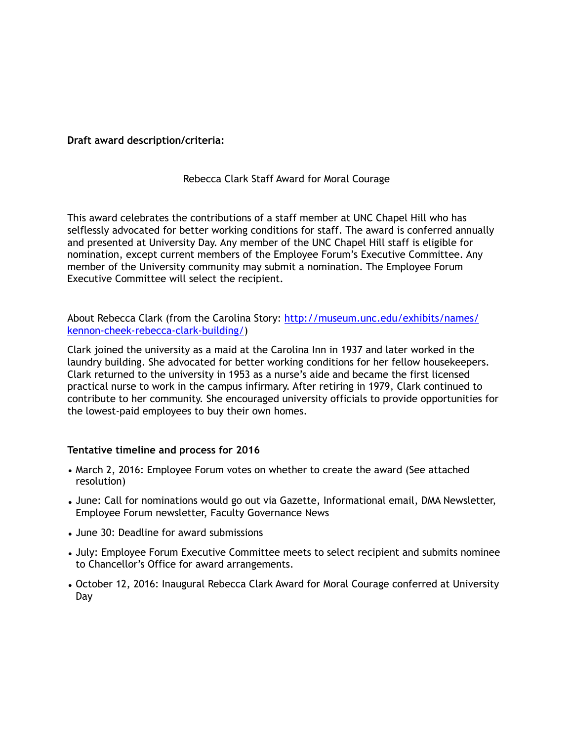**Draft award description/criteria:**

Rebecca Clark Staff Award for Moral Courage

This award celebrates the contributions of a staff member at UNC Chapel Hill who has selflessly advocated for better working conditions for staff. The award is conferred annually and presented at University Day. Any member of the UNC Chapel Hill staff is eligible for nomination, except current members of the Employee Forum's Executive Committee. Any member of the University community may submit a nomination. The Employee Forum Executive Committee will select the recipient.

About Rebecca Clark (from the Carolina Story: [http://museum.unc.edu/exhibits/names/kennon-cheek-rebecca-clark-building/](http://museum.unc.edu/exhibits/names/kennon-cheek-rebecca-clark-building/))

Clark joined the university as a maid at the Carolina Inn in 1937 and later worked in the laundry building. She advocated for better working conditions for her fellow housekeepers. Clark returned to the university in 1953 as a nurse's aide and became the first licensed practical nurse to work in the campus infirmary. After retiring in 1979, Clark continued to contribute to her community. She encouraged university officials to provide opportunities for the lowest-paid employees to buy their own homes.

**Tentative timeline and process for 2016**

- March 2, 2016: Employee Forum votes on whether to create the award (See attached resolution)
- June: Call for nominations would go out via Gazette, Informational email, DMA Newsletter, Employee Forum newsletter, Faculty Governance News
- June 30: Deadline for award submissions
- July: Employee Forum Executive Committee meets to select recipient and submits nominee to Chancellor's Office for award arrangements.
- October 12, 2016: Inaugural Rebecca Clark Award for Moral Courage conferred at University Day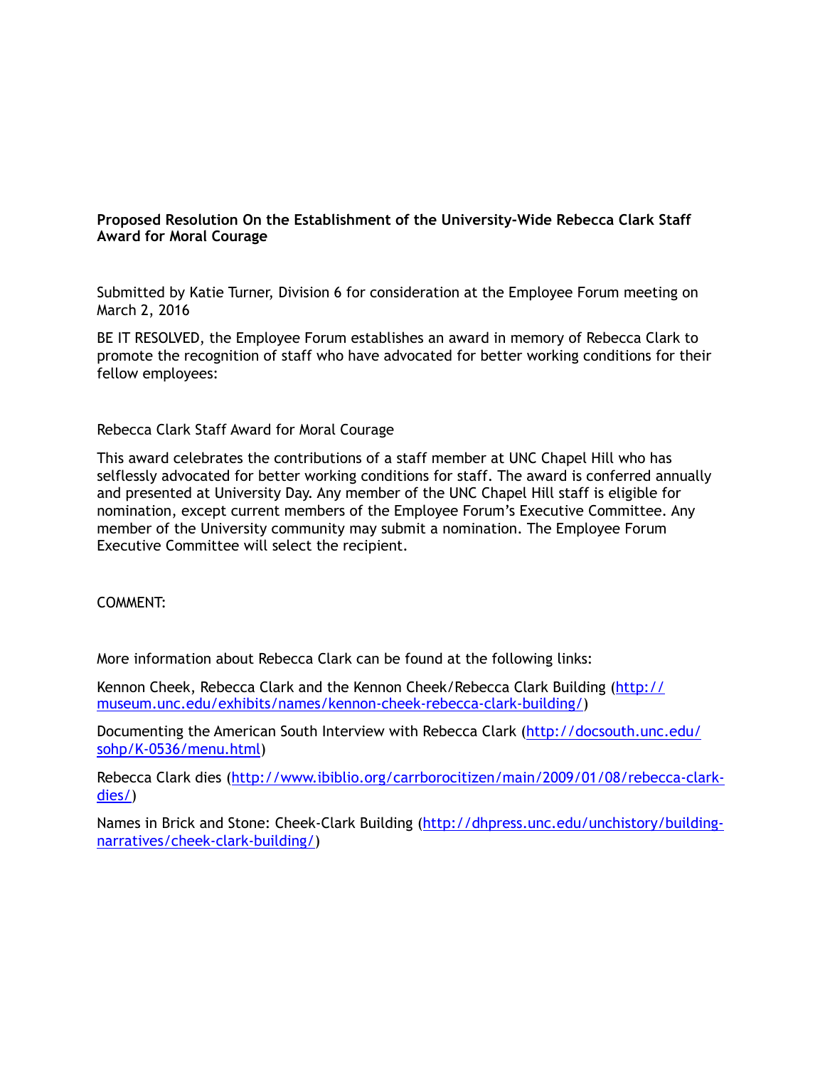**Proposed Resolution On the Establishment of the University-Wide Rebecca Clark Staff Award for Moral Courage**

Submitted by Katie Turner, Division 6 for consideration at the Employee Forum meeting on March 2, 2016

BE IT RESOLVED, the Employee Forum establishes an award in memory of Rebecca Clark to promote the recognition of staff who have advocated for better working conditions for their fellow employees:

Rebecca Clark Staff Award for Moral Courage

This award celebrates the contributions of a staff member at UNC Chapel Hill who has selflessly advocated for better working conditions for staff. The award is conferred annually and presented at University Day. Any member of the UNC Chapel Hill staff is eligible for nomination, except current members of the Employee Forum's Executive Committee. Any member of the University community may submit a nomination. The Employee Forum Executive Committee will select the recipient.

COMMENT:

More information about Rebecca Clark can be found at the following links:

Kennon Cheek, Rebecca Clark and the Kennon Cheek/Rebecca Clark Building (http://museum.unc.edu/exhibits/names/kennon-cheek-rebecca-clark-building/)

Documenting the American South Interview with Rebecca Clark (http://docsouth.unc.edu/sohp/K-0536/menu.html)

Rebecca Clark dies (http://www.ibiblio.org/carrborocitizen/main/2009/01/08/rebecca-clark-dies/)

Names in Brick and Stone: Cheek-Clark Building (http://dhpress.unc.edu/unchistory/building-narratives/cheek-clark-building/)